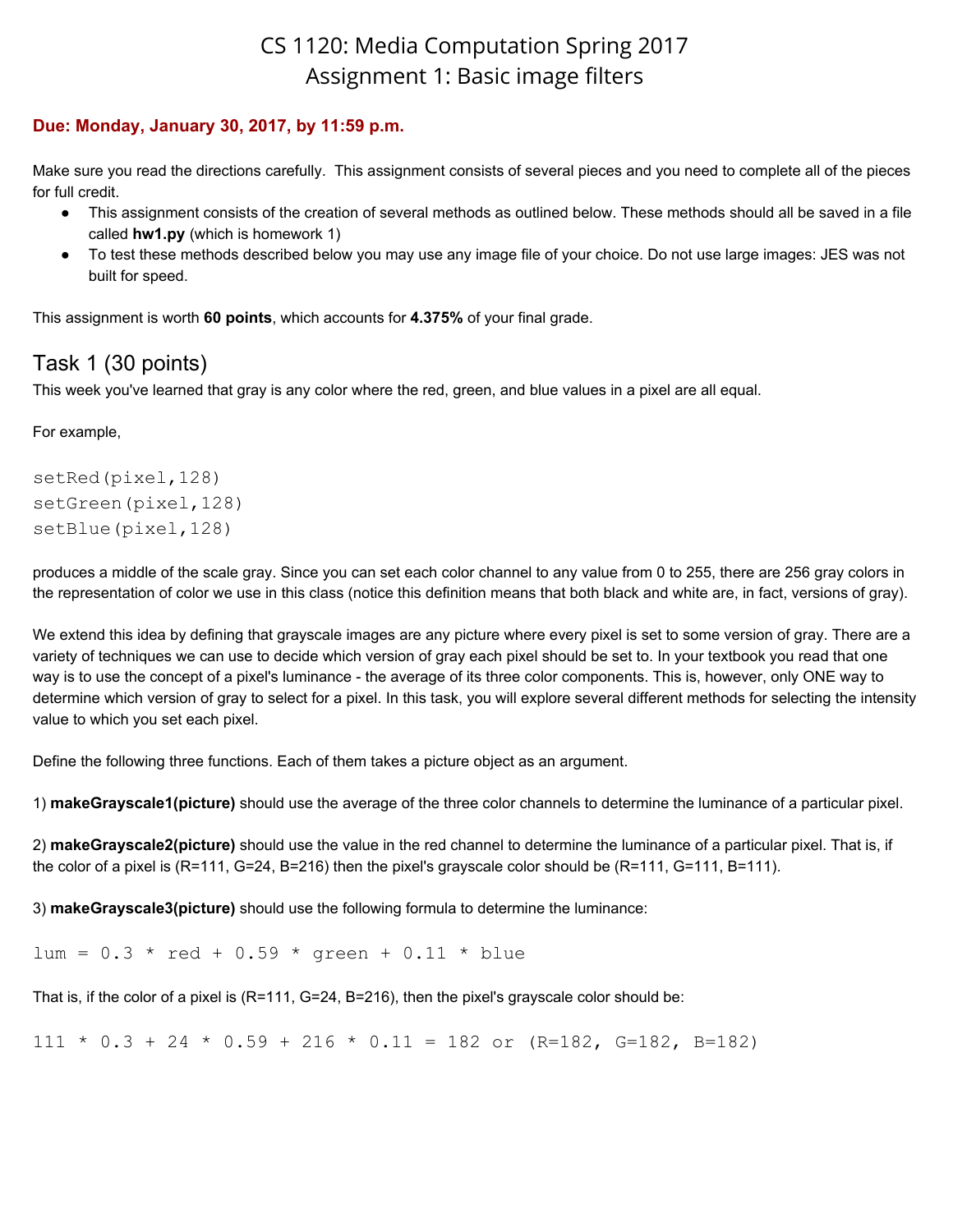# CS 1120: Media Computation Spring 2017
# Assignment 1: Basic image filters

**Due: Monday, January 30, 2017, by 11:59 p.m.**

Make sure you read the directions carefully. This assignment consists of several pieces and you need to complete all of the pieces for full credit.

- This assignment consists of the creation of several methods as outlined below. These methods should all be saved in a file called **hw1.py** (which is homework 1)
- To test these methods described below you may use any image file of your choice. Do not use large images: JES was not built for speed.

This assignment is worth **60 points**, which accounts for **4.375%** of your final grade.

## Task 1 (30 points)

This week you've learned that gray is any color where the red, green, and blue values in a pixel are all equal.

For example,

```
setRed(pixel,128)
setGreen(pixel,128)
setBlue(pixel,128)
```

produces a middle of the scale gray. Since you can set each color channel to any value from 0 to 255, there are 256 gray colors in the representation of color we use in this class (notice this definition means that both black and white are, in fact, versions of gray).

We extend this idea by defining that grayscale images are any picture where every pixel is set to some version of gray. There are a variety of techniques we can use to decide which version of gray each pixel should be set to. In your textbook you read that one way is to use the concept of a pixel's luminance - the average of its three color components. This is, however, only ONE way to determine which version of gray to select for a pixel. In this task, you will explore several different methods for selecting the intensity value to which you set each pixel.

Define the following three functions. Each of them takes a picture object as an argument.

1) **makeGrayscale1(picture)** should use the average of the three color channels to determine the luminance of a particular pixel.

2) **makeGrayscale2(picture)** should use the value in the red channel to determine the luminance of a particular pixel. That is, if the color of a pixel is (R=111, G=24, B=216) then the pixel's grayscale color should be (R=111, G=111, B=111).

3) **makeGrayscale3(picture)** should use the following formula to determine the luminance:

```
lum = 0.3 * red + 0.59 * green + 0.11 * blue
```

That is, if the color of a pixel is (R=111, G=24, B=216), then the pixel's grayscale color should be:

```
111 * 0.3 + 24 * 0.59 + 216 * 0.11 = 182 or (R=182, G=182, B=182)
```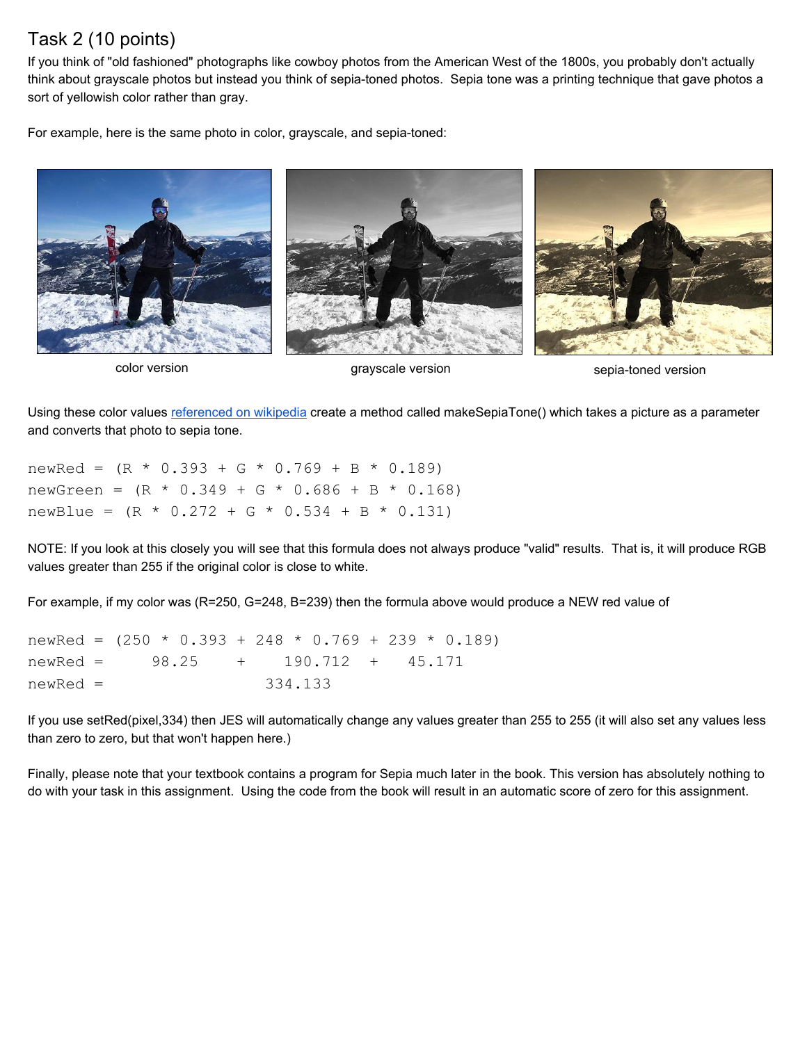## Task 2 (10 points)

If you think of "old fashioned" photographs like cowboy photos from the American West of the 1800s, you probably don't actually think about grayscale photos but instead you think of sepia-toned photos. Sepia tone was a printing technique that gave photos a sort of yellowish color rather than gray.

For example, here is the same photo in color, grayscale, and sepia-toned:

color version

grayscale version

sepia-toned version

Using these color values referenced on wikipedia create a method called makeSepiaTone() which takes a picture as a parameter and converts that photo to sepia tone.

```
newRed = (R * 0.393 + G * 0.769 + B * 0.189)
newGreen = (R * 0.349 + G * 0.686 + B * 0.168)
newBlue = (R * 0.272 + G * 0.534 + B * 0.131)
```

NOTE: If you look at this closely you will see that this formula does not always produce "valid" results. That is, it will produce RGB values greater than 255 if the original color is close to white.

For example, if my color was (R=250, G=248, B=239) then the formula above would produce a NEW red value of

```
newRed = (250 * 0.393 + 248 * 0.769 + 239 * 0.189)
newRed =     98.25    +    190.712   +   45.171
newRed =                 334.133
```

If you use setRed(pixel,334) then JES will automatically change any values greater than 255 to 255 (it will also set any values less than zero to zero, but that won't happen here.)

Finally, please note that your textbook contains a program for Sepia much later in the book. This version has absolutely nothing to do with your task in this assignment. Using the code from the book will result in an automatic score of zero for this assignment.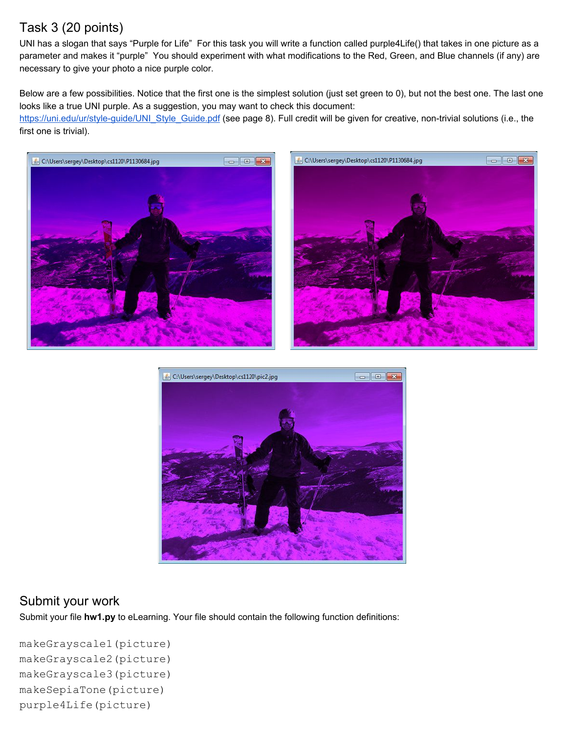## Task 3 (20 points)

UNI has a slogan that says "Purple for Life" For this task you will write a function called purple4Life() that takes in one picture as a parameter and makes it "purple" You should experiment with what modifications to the Red, Green, and Blue channels (if any) are necessary to give your photo a nice purple color.

Below are a few possibilities. Notice that the first one is the simplest solution (just set green to 0), but not the best one. The last one looks like a true UNI purple. As a suggestion, you may want to check this document: https://uni.edu/ur/style-guide/UNI_Style_Guide.pdf (see page 8). Full credit will be given for creative, non-trivial solutions (i.e., the first one is trivial).

## Submit your work

Submit your file **hw1.py** to eLearning. Your file should contain the following function definitions:

```
makeGrayscale1(picture)
makeGrayscale2(picture)
makeGrayscale3(picture)
makeSepiaTone(picture)
purple4Life(picture)
```